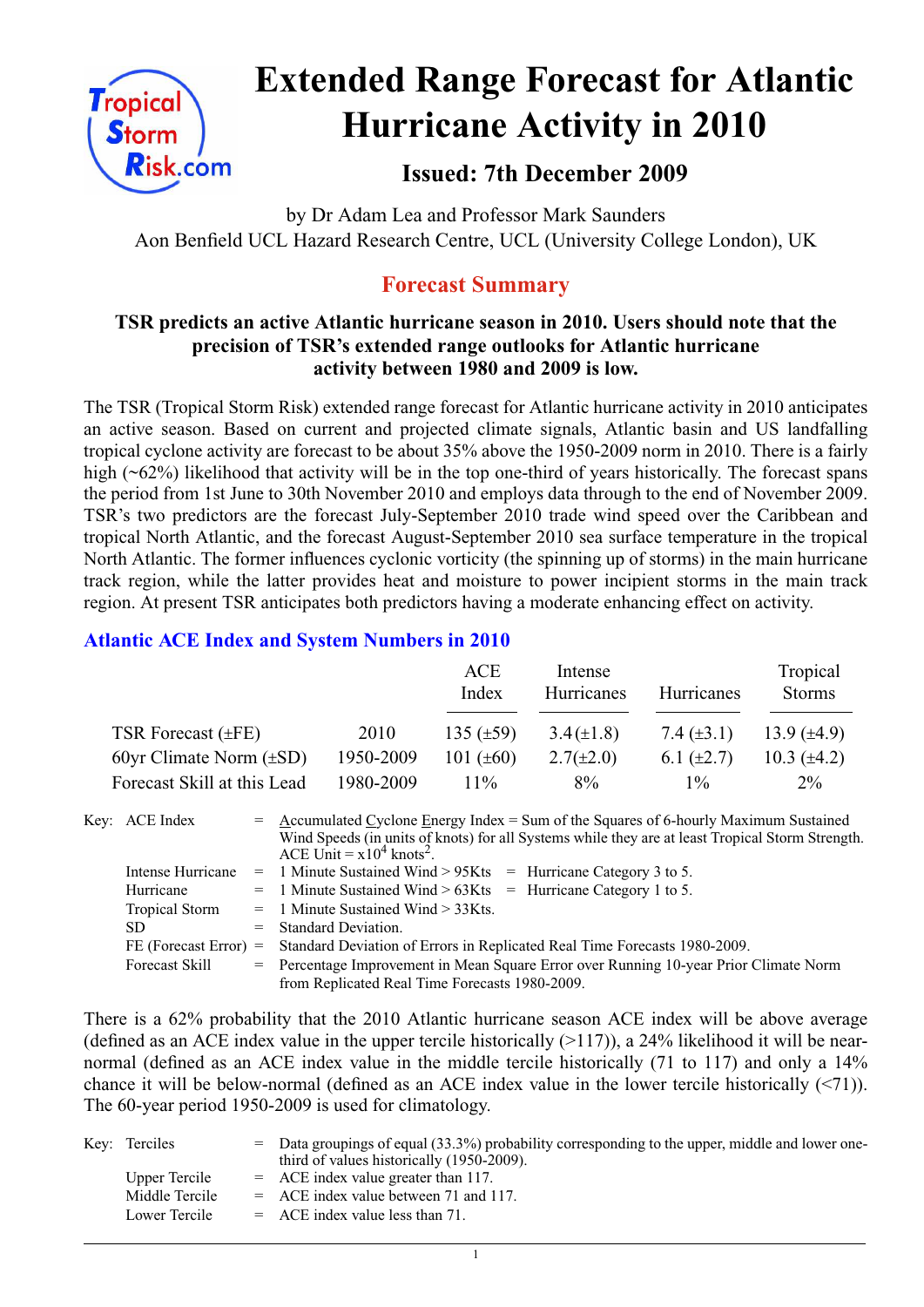# Extended Range Forecast for Atlantic Hurricane Activity in 2010

### Issued: 7th December 2009

by Dr Adam Lea and Professor Mark Saunders
Aon Benfield UCL Hazard Research Centre, UCL (University College London), UK

## Forecast Summary

**TSR predicts an active Atlantic hurricane season in 2010. Users should note that the precision of TSR's extended range outlooks for Atlantic hurricane activity between 1980 and 2009 is low.**

The TSR (Tropical Storm Risk) extended range forecast for Atlantic hurricane activity in 2010 anticipates an active season. Based on current and projected climate signals, Atlantic basin and US landfalling tropical cyclone activity are forecast to be about 35% above the 1950-2009 norm in 2010. There is a fairly high (~62%) likelihood that activity will be in the top one-third of years historically. The forecast spans the period from 1st June to 30th November 2010 and employs data through to the end of November 2009. TSR's two predictors are the forecast July-September 2010 trade wind speed over the Caribbean and tropical North Atlantic, and the forecast August-September 2010 sea surface temperature in the tropical North Atlantic. The former influences cyclonic vorticity (the spinning up of storms) in the main hurricane track region, while the latter provides heat and moisture to power incipient storms in the main track region. At present TSR anticipates both predictors having a moderate enhancing effect on activity.

### Atlantic ACE Index and System Numbers in 2010

| | | ACE Index | Intense Hurricanes | Hurricanes | Tropical Storms |
|---|---|---|---|---|---|
| TSR Forecast (±FE) | 2010 | 135 (±59) | 3.4 (±1.8) | 7.4 (±3.1) | 13.9 (±4.9) |
| 60yr Climate Norm (±SD) | 1950-2009 | 101 (±60) | 2.7(±2.0) | 6.1 (±2.7) | 10.3 (±4.2) |
| Forecast Skill at this Lead | 1980-2009 | 11% | 8% | 1% | 2% |

Key:

| | | |
|---|---|---|
| ACE Index | = | Accumulated Cyclone Energy Index = Sum of the Squares of 6-hourly Maximum Sustained Wind Speeds (in units of knots) for all Systems while they are at least Tropical Storm Strength. ACE Unit = $x10^4$ knots$^2$. |
| Intense Hurricane | = | 1 Minute Sustained Wind > 95Kts = Hurricane Category 3 to 5. |
| Hurricane | = | 1 Minute Sustained Wind > 63Kts = Hurricane Category 1 to 5. |
| Tropical Storm | = | 1 Minute Sustained Wind > 33Kts. |
| SD | = | Standard Deviation. |
| FE (Forecast Error) | = | Standard Deviation of Errors in Replicated Real Time Forecasts 1980-2009. |
| Forecast Skill | = | Percentage Improvement in Mean Square Error over Running 10-year Prior Climate Norm from Replicated Real Time Forecasts 1980-2009. |

There is a 62% probability that the 2010 Atlantic hurricane season ACE index will be above average (defined as an ACE index value in the upper tercile historically (>117)), a 24% likelihood it will be near-normal (defined as an ACE index value in the middle tercile historically (71 to 117) and only a 14% chance it will be below-normal (defined as an ACE index value in the lower tercile historically (<71)). The 60-year period 1950-2009 is used for climatology.

Key:

| | | |
|---|---|---|
| Terciles | = | Data groupings of equal (33.3%) probability corresponding to the upper, middle and lower one-third of values historically (1950-2009). |
| Upper Tercile | = | ACE index value greater than 117. |
| Middle Tercile | = | ACE index value between 71 and 117. |
| Lower Tercile | = | ACE index value less than 71. |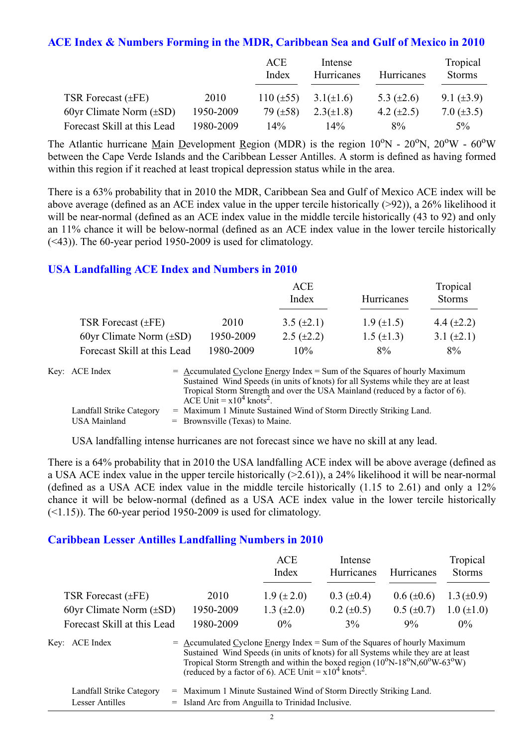## ACE Index & Numbers Forming in the MDR, Caribbean Sea and Gulf of Mexico in 2010

| | | ACE Index | Intense Hurricanes | Hurricanes | Tropical Storms |
|---|---|---|---|---|---|
| TSR Forecast (±FE) | 2010 | 110 (±55) | 3.1(±1.6) | 5.3 (±2.6) | 9.1 (±3.9) |
| 60yr Climate Norm (±SD) | 1950-2009 | 79 (±58) | 2.3(±1.8) | 4.2 (±2.5) | 7.0 (±3.5) |
| Forecast Skill at this Lead | 1980-2009 | 14% | 14% | 8% | 5% |

The Atlantic hurricane Main Development Region (MDR) is the region 10°N - 20°N, 20°W - 60°W between the Cape Verde Islands and the Caribbean Lesser Antilles. A storm is defined as having formed within this region if it reached at least tropical depression status while in the area.

There is a 63% probability that in 2010 the MDR, Caribbean Sea and Gulf of Mexico ACE index will be above average (defined as an ACE index value in the upper tercile historically (>92)), a 26% likelihood it will be near-normal (defined as an ACE index value in the middle tercile historically (43 to 92) and only an 11% chance it will be below-normal (defined as an ACE index value in the lower tercile historically (<43)). The 60-year period 1950-2009 is used for climatology.

## USA Landfalling ACE Index and Numbers in 2010

| | | ACE Index | Hurricanes | Tropical Storms |
|---|---|---|---|---|
| TSR Forecast (±FE) | 2010 | 3.5 (±2.1) | 1.9 (±1.5) | 4.4 (±2.2) |
| 60yr Climate Norm (±SD) | 1950-2009 | 2.5 (±2.2) | 1.5 (±1.3) | 3.1 (±2.1) |
| Forecast Skill at this Lead | 1980-2009 | 10% | 8% | 8% |

Key: ACE Index = Accumulated Cyclone Energy Index = Sum of the Squares of hourly Maximum Sustained Wind Speeds (in units of knots) for all Systems while they are at least Tropical Storm Strength and over the USA Mainland (reduced by a factor of 6). ACE Unit = $x10^4$ knots$^2$.

Landfall Strike Category = Maximum 1 Minute Sustained Wind of Storm Directly Striking Land.
USA Mainland = Brownsville (Texas) to Maine.

USA landfalling intense hurricanes are not forecast since we have no skill at any lead.

There is a 64% probability that in 2010 the USA landfalling ACE index will be above average (defined as a USA ACE index value in the upper tercile historically (>2.61)), a 24% likelihood it will be near-normal (defined as a USA ACE index value in the middle tercile historically (1.15 to 2.61) and only a 12% chance it will be below-normal (defined as a USA ACE index value in the lower tercile historically (<1.15)). The 60-year period 1950-2009 is used for climatology.

## Caribbean Lesser Antilles Landfalling Numbers in 2010

| | | ACE Index | Intense Hurricanes | Hurricanes | Tropical Storms |
|---|---|---|---|---|---|
| TSR Forecast (±FE) | 2010 | 1.9 (± 2.0) | 0.3 (±0.4) | 0.6 (±0.6) | 1.3 (±0.9) |
| 60yr Climate Norm (±SD) | 1950-2009 | 1.3 (±2.0) | 0.2 (±0.5) | 0.5 (±0.7) | 1.0 (±1.0) |
| Forecast Skill at this Lead | 1980-2009 | 0% | 3% | 9% | 0% |

Key: ACE Index = Accumulated Cyclone Energy Index = Sum of the Squares of hourly Maximum Sustained Wind Speeds (in units of knots) for all Systems while they are at least Tropical Storm Strength and within the boxed region (10°N-18°N,60°W-63°W) (reduced by a factor of 6). ACE Unit = $x10^4$ knots$^2$.

Landfall Strike Category = Maximum 1 Minute Sustained Wind of Storm Directly Striking Land.
Lesser Antilles = Island Arc from Anguilla to Trinidad Inclusive.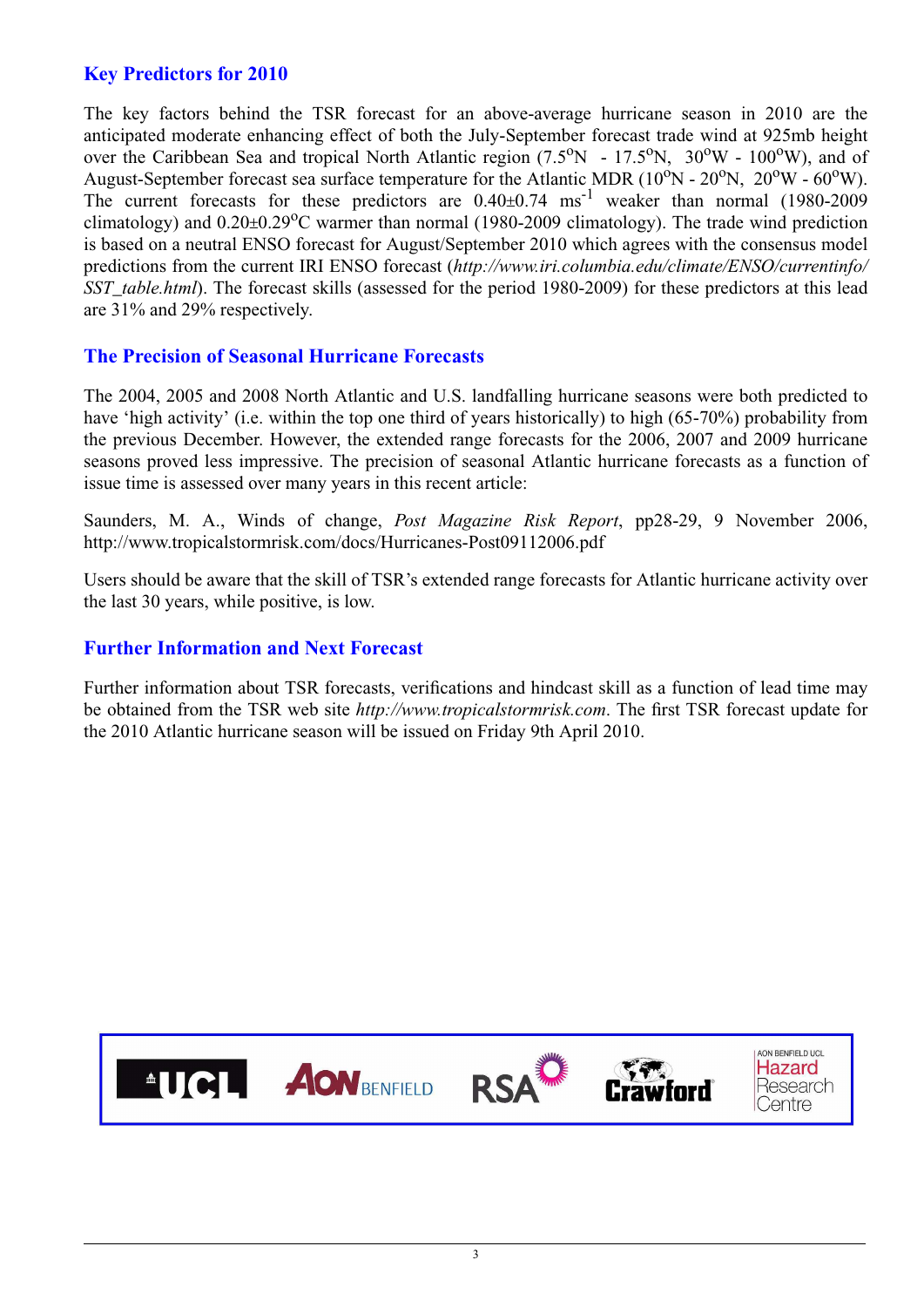## Key Predictors for 2010

The key factors behind the TSR forecast for an above-average hurricane season in 2010 are the anticipated moderate enhancing effect of both the July-September forecast trade wind at 925mb height over the Caribbean Sea and tropical North Atlantic region (7.5°N - 17.5°N, 30°W - 100°W), and of August-September forecast sea surface temperature for the Atlantic MDR (10°N - 20°N, 20°W - 60°W). The current forecasts for these predictors are 0.40±0.74 $ms^{-1}$ weaker than normal (1980-2009 climatology) and 0.20±0.29°C warmer than normal (1980-2009 climatology). The trade wind prediction is based on a neutral ENSO forecast for August/September 2010 which agrees with the consensus model predictions from the current IRI ENSO forecast (*http://www.iri.columbia.edu/climate/ENSO/currentinfo/SST_table.html*). The forecast skills (assessed for the period 1980-2009) for these predictors at this lead are 31% and 29% respectively.

## The Precision of Seasonal Hurricane Forecasts

The 2004, 2005 and 2008 North Atlantic and U.S. landfalling hurricane seasons were both predicted to have 'high activity' (i.e. within the top one third of years historically) to high (65-70%) probability from the previous December. However, the extended range forecasts for the 2006, 2007 and 2009 hurricane seasons proved less impressive. The precision of seasonal Atlantic hurricane forecasts as a function of issue time is assessed over many years in this recent article:

Saunders, M. A., Winds of change, *Post Magazine Risk Report*, pp28-29, 9 November 2006, http://www.tropicalstormrisk.com/docs/Hurricanes-Post09112006.pdf

Users should be aware that the skill of TSR's extended range forecasts for Atlantic hurricane activity over the last 30 years, while positive, is low.

## Further Information and Next Forecast

Further information about TSR forecasts, verifications and hindcast skill as a function of lead time may be obtained from the TSR web site *http://www.tropicalstormrisk.com*. The first TSR forecast update for the 2010 Atlantic hurricane season will be issued on Friday 9th April 2010.

UCL AON BENFIELD RSA Crawford AON BENFIELD UCL Hazard Research Centre